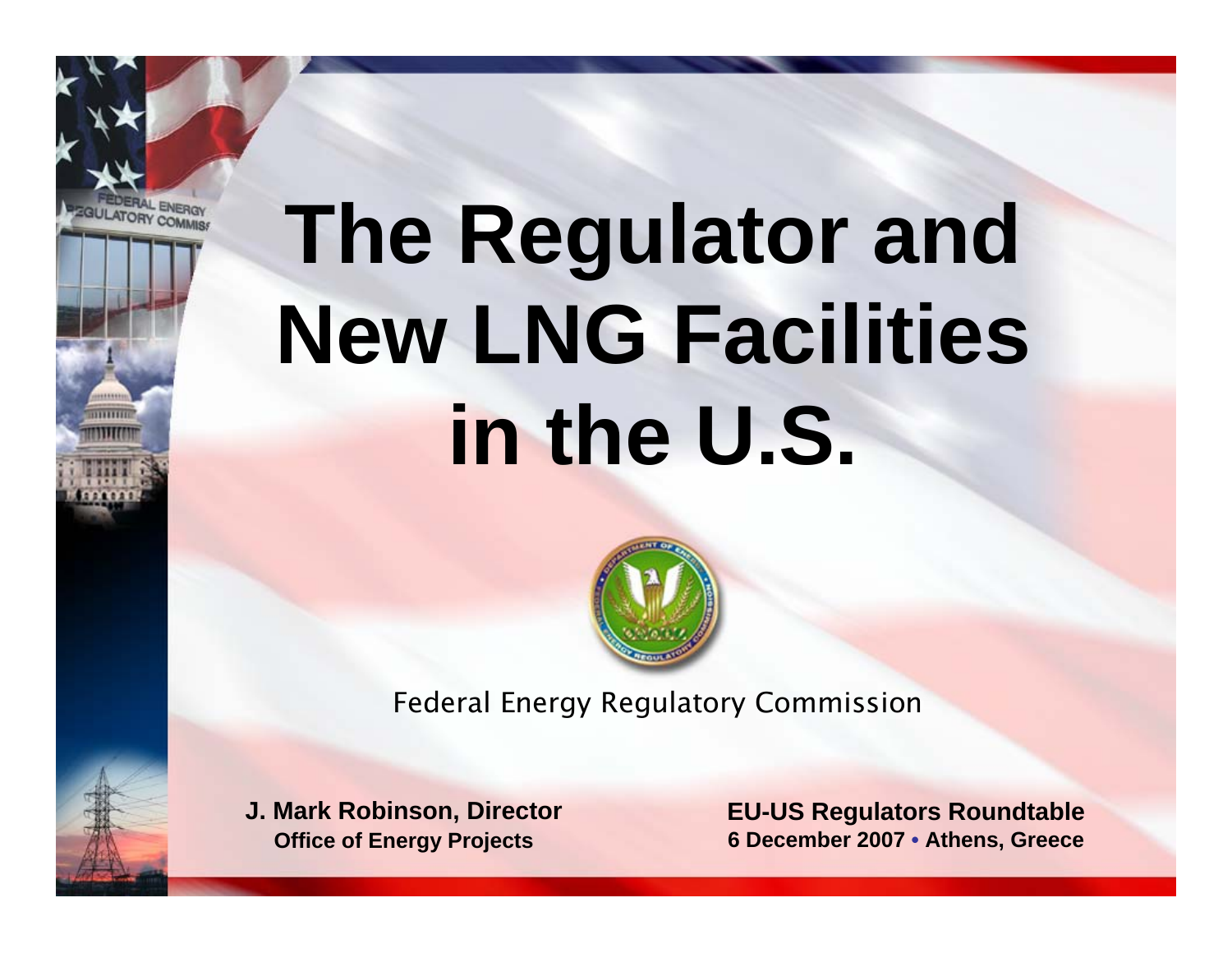# The Regulator and New LNG Facilities in the U.S.

Federal Energy Regulatory Commission

**J. Mark Robinson, Director**
**Office of Energy Projects**

**EU-US Regulators Roundtable**
**6 December 2007 • Athens, Greece**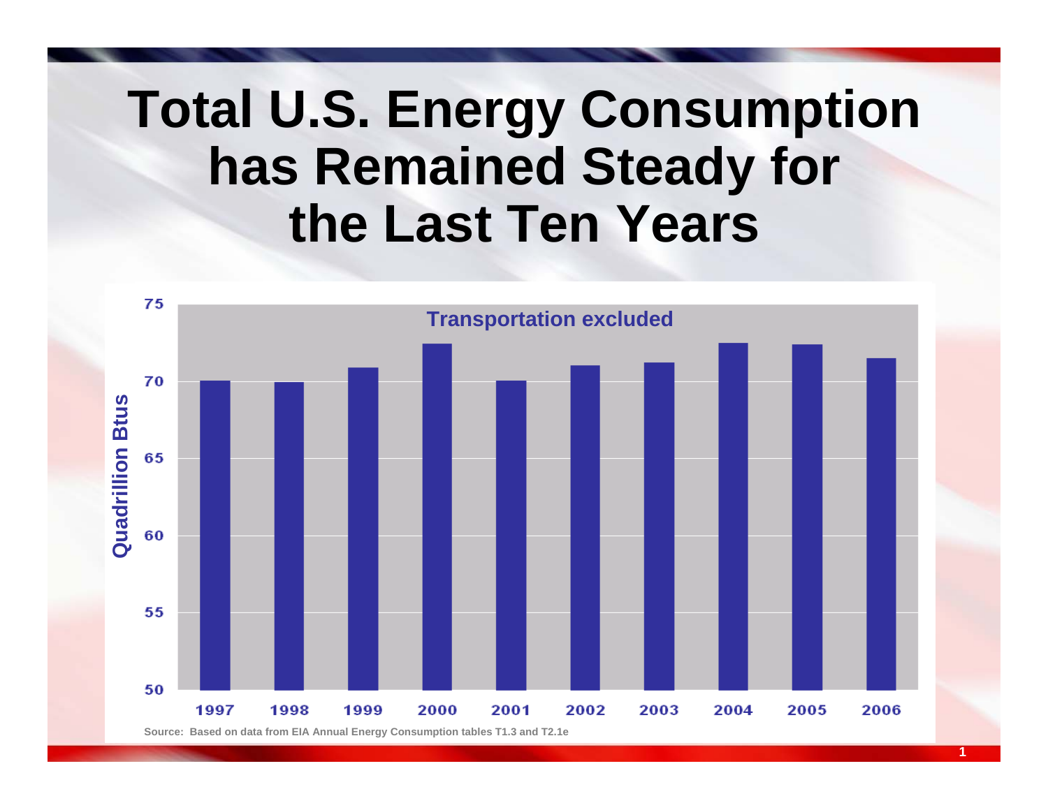# Total U.S. Energy Consumption has Remained Steady for the Last Ten Years

**Transportation excluded**

Quadrillion Btus

| Year | Quadrillion Btus (approx.) |
|---|---|
| 1997 | 70.0 |
| 1998 | 69.9 |
| 1999 | 70.9 |
| 2000 | 72.5 |
| 2001 | 70.0 |
| 2002 | 71.0 |
| 2003 | 71.2 |
| 2004 | 72.5 |
| 2005 | 72.4 |
| 2006 | 71.5 |

Source: Based on data from EIA Annual Energy Consumption tables T1.3 and T2.1e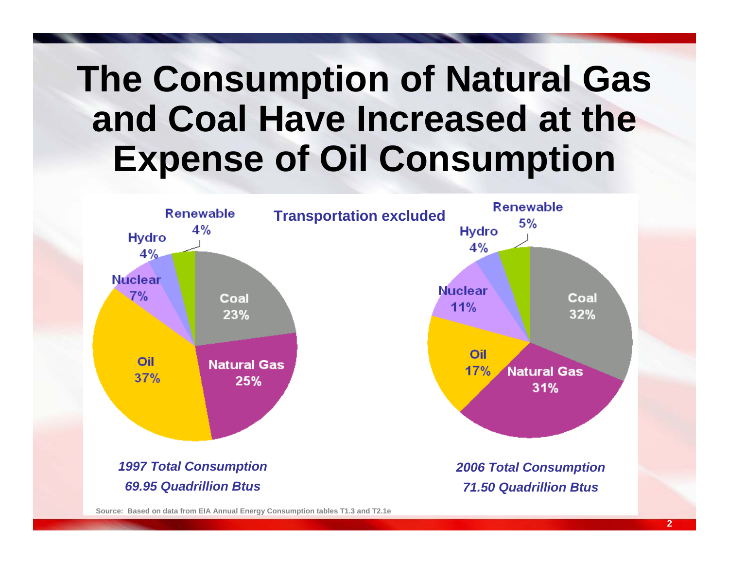# The Consumption of Natural Gas and Coal Have Increased at the Expense of Oil Consumption

Transportation excluded

| Source | 1997 | 2006 |
| --- | --- | --- |
| Coal | 23% | 32% |
| Natural Gas | 25% | 31% |
| Oil | 37% | 17% |
| Nuclear | 7% | 11% |
| Hydro | 4% | 4% |
| Renewable | 4% | 5% |

*1997 Total Consumption*
*69.95 Quadrillion Btus*

*2006 Total Consumption*
*71.50 Quadrillion Btus*

Source: Based on data from EIA Annual Energy Consumption tables T1.3 and T2.1e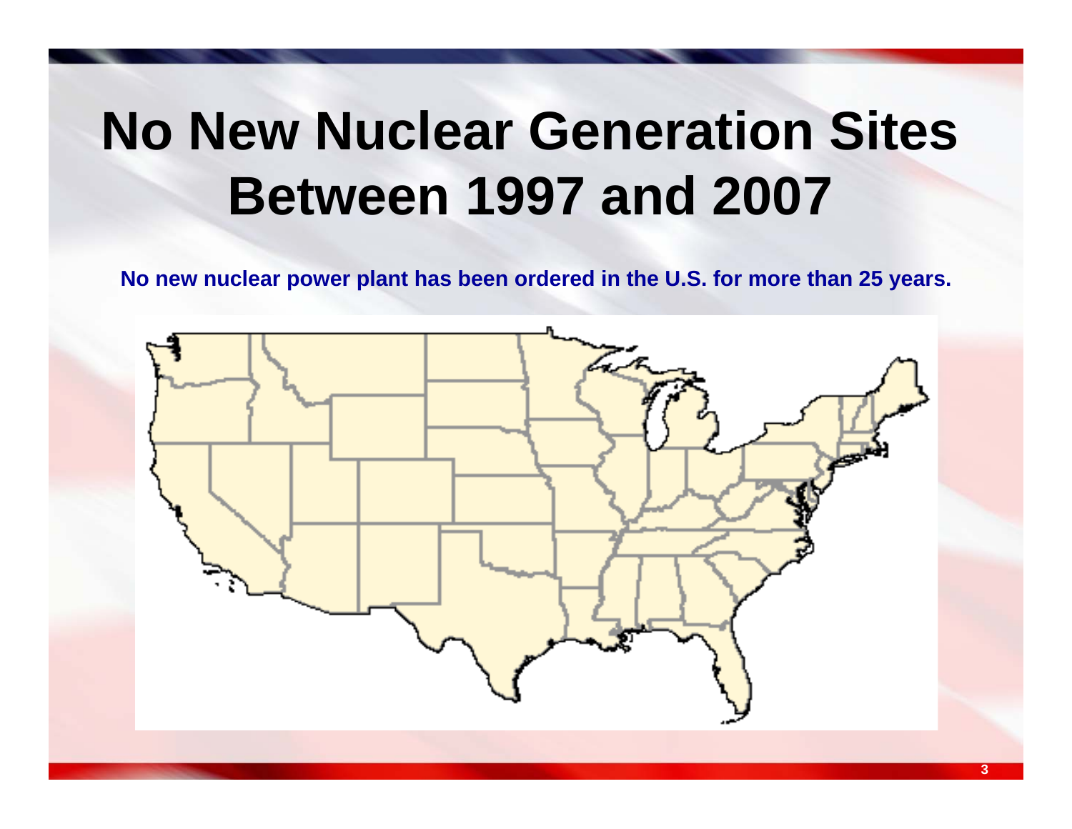# No New Nuclear Generation Sites Between 1997 and 2007

**No new nuclear power plant has been ordered in the U.S. for more than 25 years.**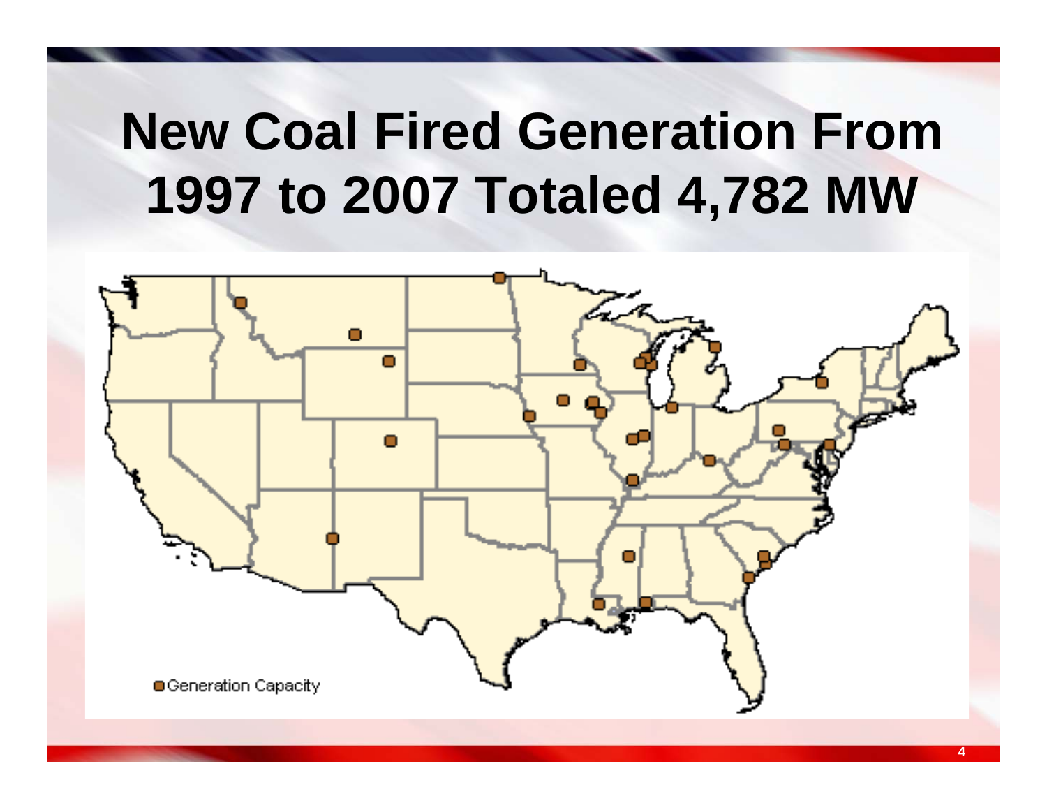# New Coal Fired Generation From 1997 to 2007 Totaled 4,782 MW

Generation Capacity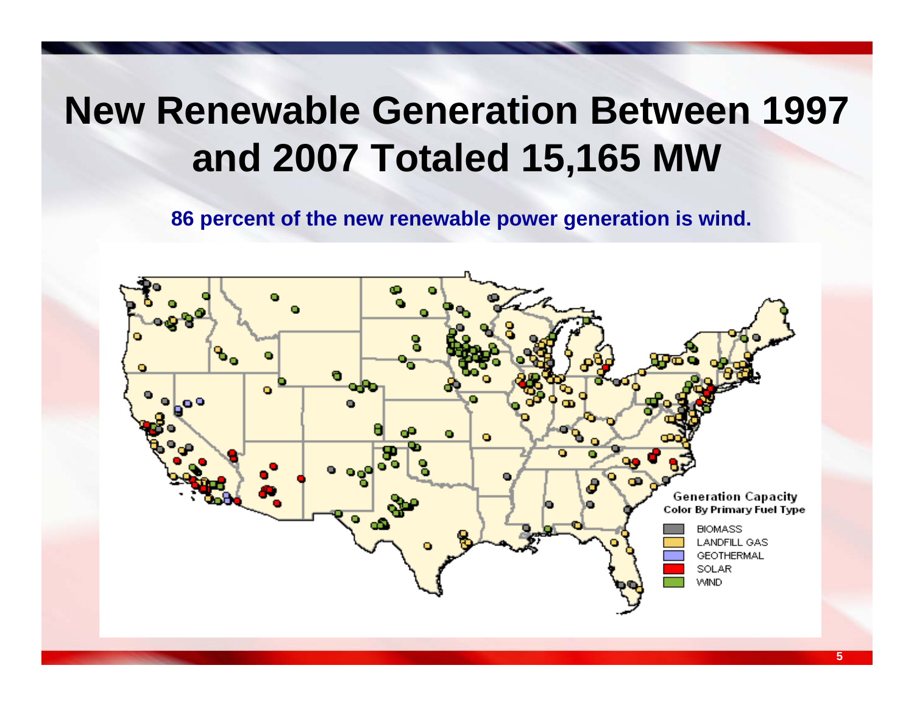# New Renewable Generation Between 1997 and 2007 Totaled 15,165 MW

**86 percent of the new renewable power generation is wind.**

Generation Capacity
Color By Primary Fuel Type

- BIOMASS
- LANDFILL GAS
- GEOTHERMAL
- SOLAR
- WIND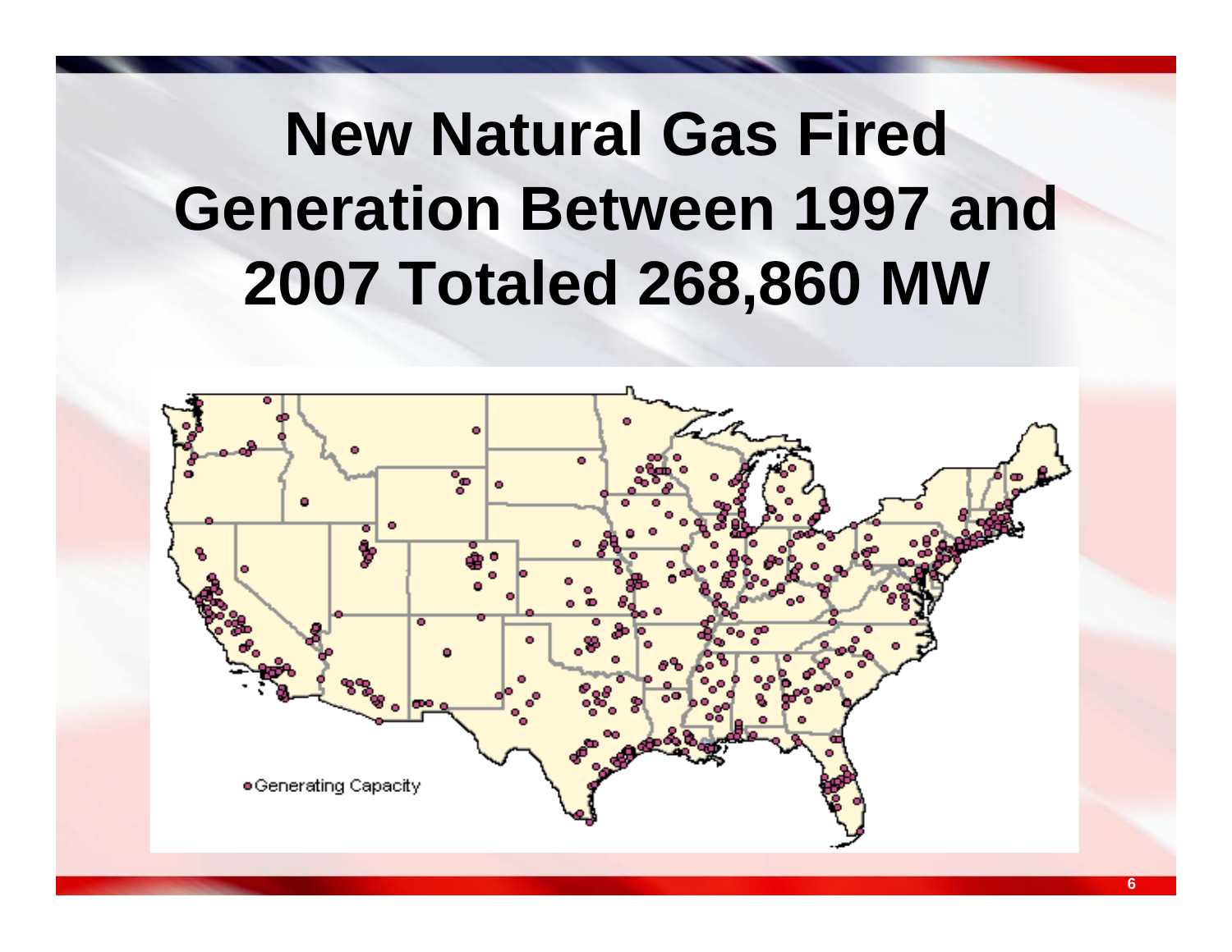# New Natural Gas Fired Generation Between 1997 and 2007 Totaled 268,860 MW

Generating Capacity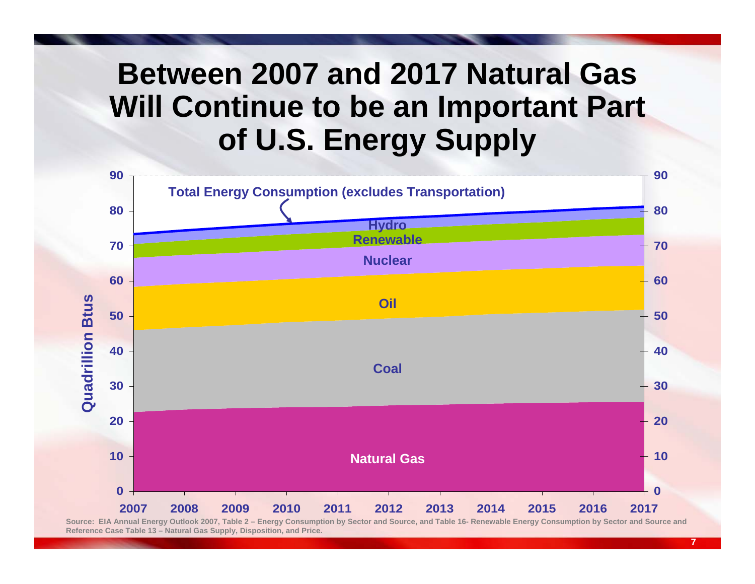# Between 2007 and 2017 Natural Gas Will Continue to be an Important Part of U.S. Energy Supply

Total Energy Consumption (excludes Transportation)

Quadrillion Btus

0, 10, 20, 30, 40, 50, 60, 70, 80, 90

2007, 2008, 2009, 2010, 2011, 2012, 2013, 2014, 2015, 2016, 2017

Hydro

Renewable

Nuclear

Oil

Coal

Natural Gas

Source: EIA Annual Energy Outlook 2007, Table 2 – Energy Consumption by Sector and Source, and Table 16- Renewable Energy Consumption by Sector and Source and Reference Case Table 13 – Natural Gas Supply, Disposition, and Price.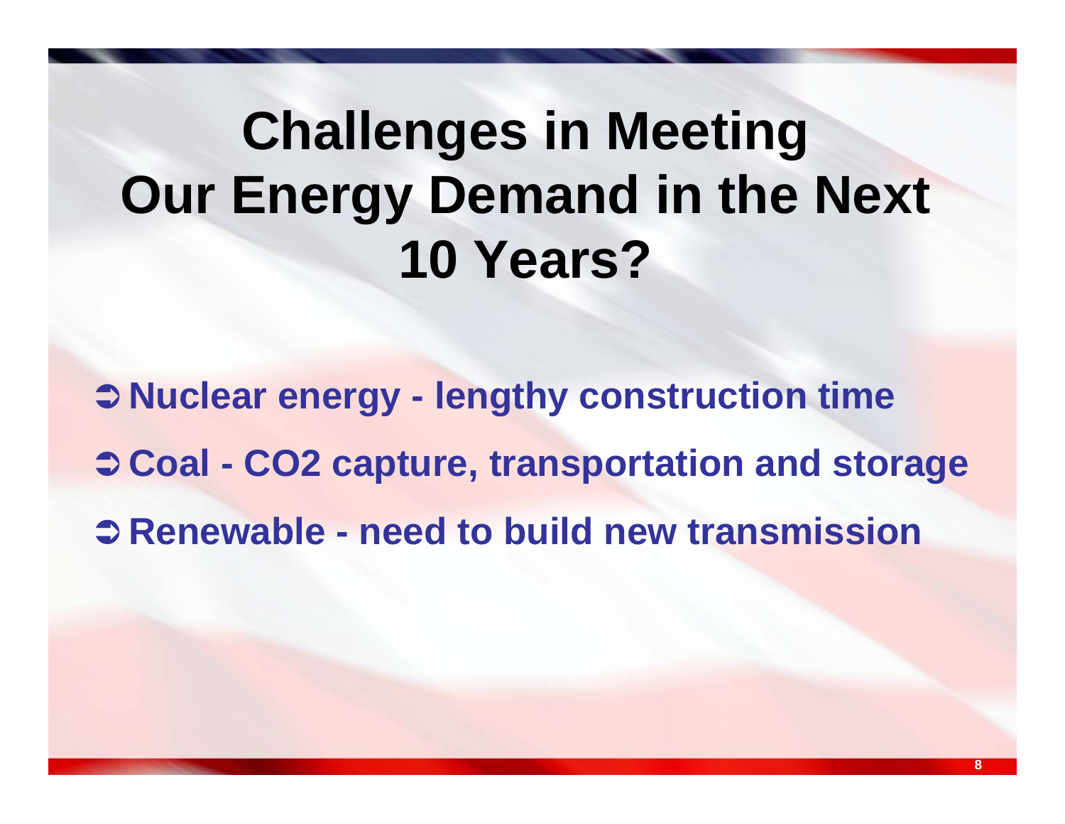# Challenges in Meeting Our Energy Demand in the Next 10 Years?

- **Nuclear energy - lengthy construction time**
- **Coal - $CO_2$ capture, transportation and storage**
- **Renewable - need to build new transmission**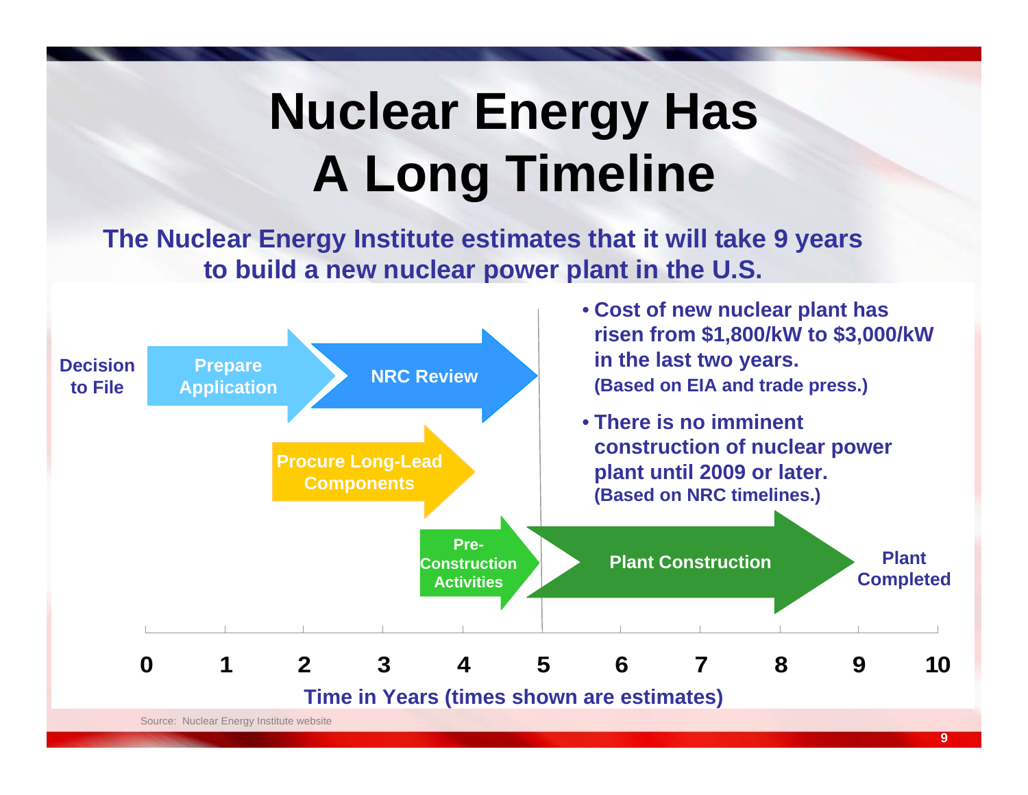# Nuclear Energy Has A Long Timeline

**The Nuclear Energy Institute estimates that it will take 9 years to build a new nuclear power plant in the U.S.**

Decision to File

- Prepare Application
- NRC Review
- Procure Long-Lead Components
- Pre-Construction Activities
- Plant Construction

Plant Completed

0 1 2 3 4 5 6 7 8 9 10

Time in Years (times shown are estimates)

- **Cost of new nuclear plant has risen from $1,800/kW to $3,000/kW in the last two years.** (Based on EIA and trade press.)
- **There is no imminent construction of nuclear power plant until 2009 or later.** (Based on NRC timelines.)

Source: Nuclear Energy Institute website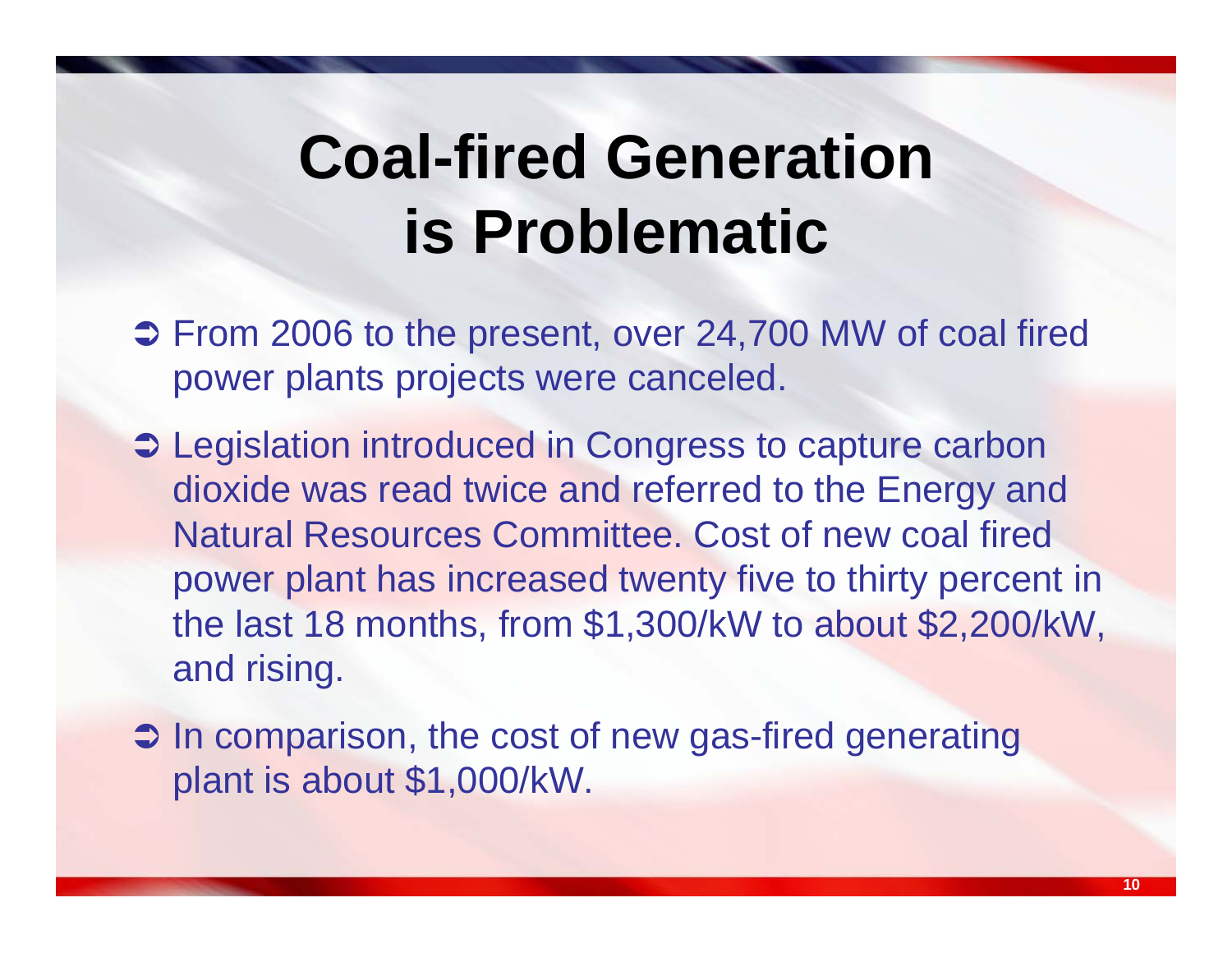# Coal-fired Generation is Problematic

- From 2006 to the present, over 24,700 MW of coal fired power plants projects were canceled.
- Legislation introduced in Congress to capture carbon dioxide was read twice and referred to the Energy and Natural Resources Committee. Cost of new coal fired power plant has increased twenty five to thirty percent in the last 18 months, from $1,300/kW to about $2,200/kW, and rising.
- In comparison, the cost of new gas-fired generating plant is about $1,000/kW.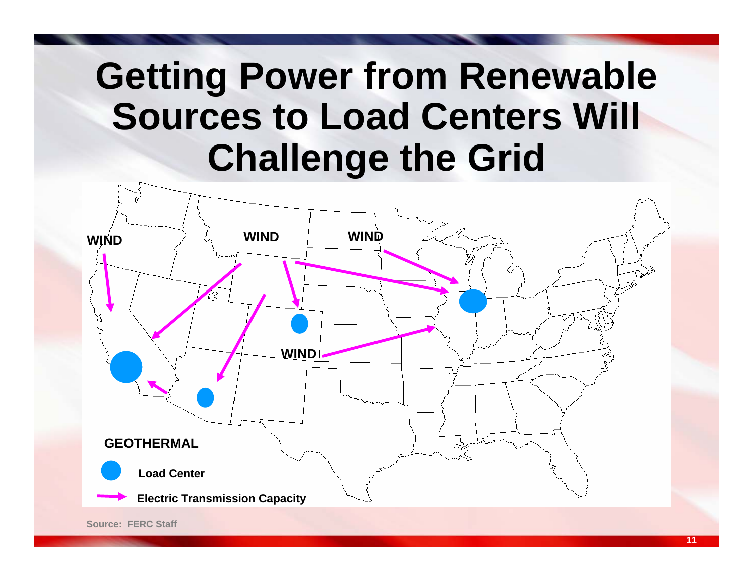# Getting Power from Renewable Sources to Load Centers Will Challenge the Grid

WIND

WIND

WIND

WIND

GEOTHERMAL

Load Center

Electric Transmission Capacity

Source: FERC Staff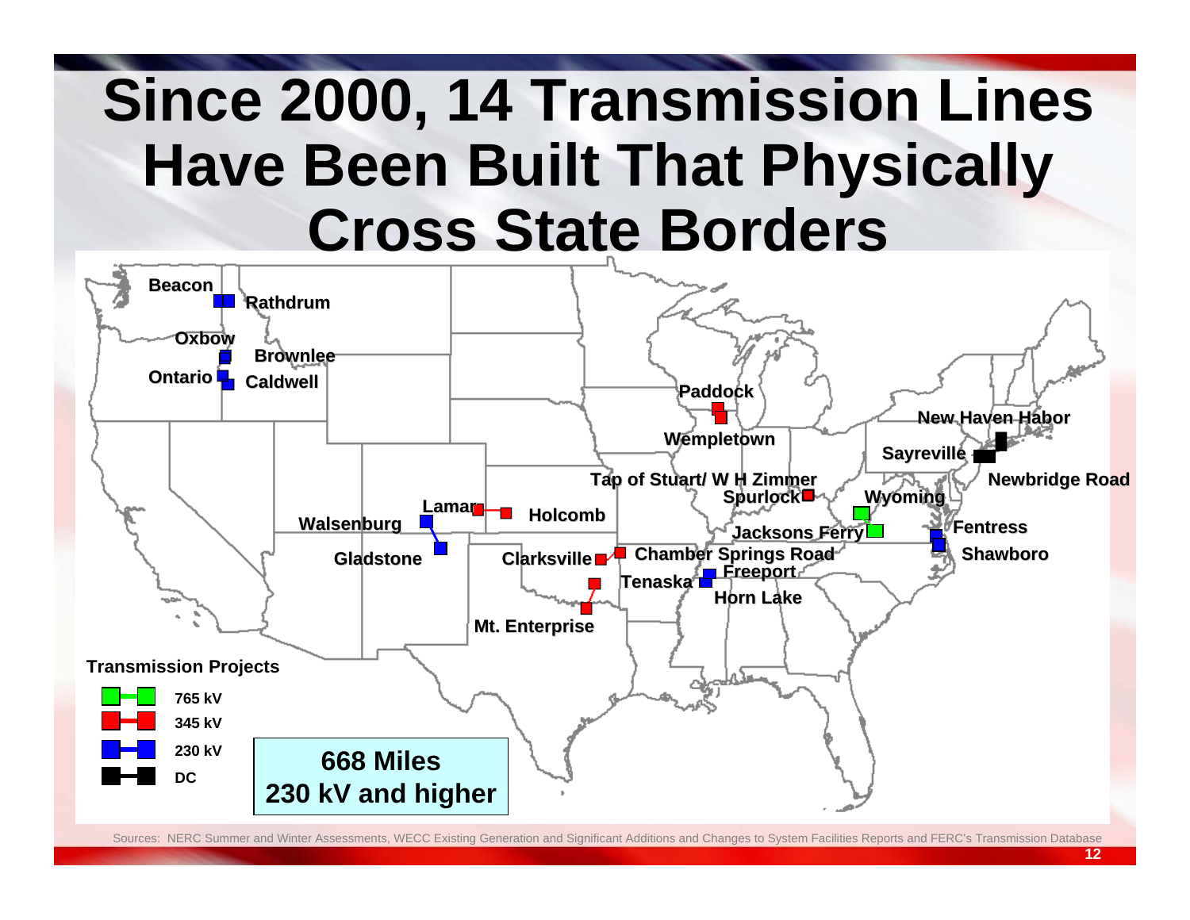# Since 2000, 14 Transmission Lines Have Been Built That Physically Cross State Borders

Beacon, Rathdrum, Oxbow, Brownlee, Ontario, Caldwell, Paddock, Wempletown, New Haven Habor, Sayreville, Newbridge Road, Tap of Stuart/ W H Zimmer, Spurlock, Wyoming, Lamar, Holcomb, Walsenburg, Gladstone, Jacksons Ferry, Fentress, Shawboro, Clarksville, Chamber Springs Road, Tenaska, Freeport, Horn Lake, Mt. Enterprise

**Transmission Projects**

- 765 kV
- 345 kV
- 230 kV
- DC

**668 Miles**
**230 kV and higher**

Sources: NERC Summer and Winter Assessments, WECC Existing Generation and Significant Additions and Changes to System Facilities Reports and FERC's Transmission Database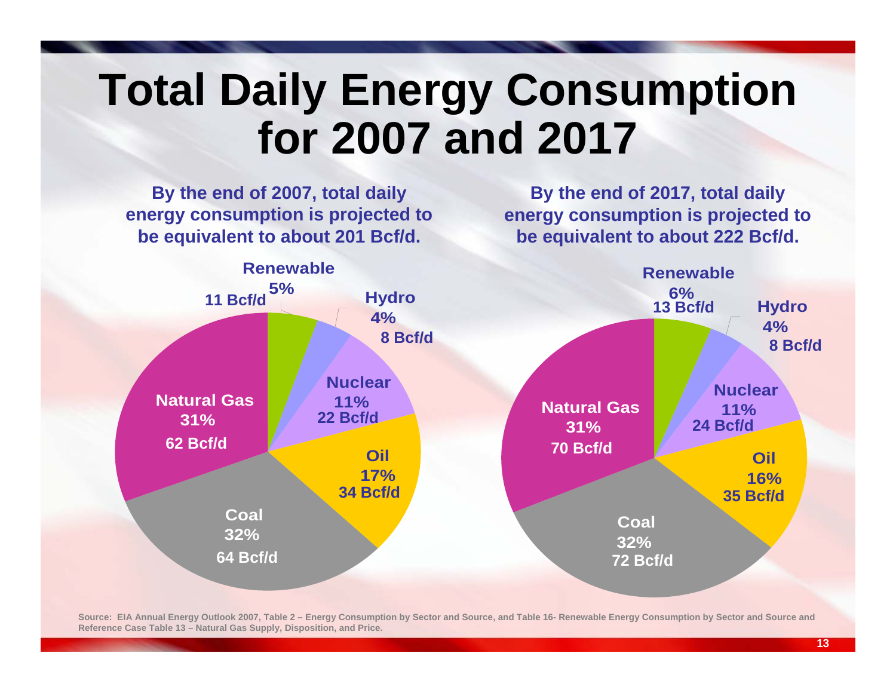# Total Daily Energy Consumption for 2007 and 2017

**By the end of 2007, total daily energy consumption is projected to be equivalent to about 201 Bcf/d.**

| Source | Share | Bcf/d |
|---|---|---|
| Renewable | 5% | 11 Bcf/d |
| Hydro | 4% | 8 Bcf/d |
| Nuclear | 11% | 22 Bcf/d |
| Oil | 17% | 34 Bcf/d |
| Coal | 32% | 64 Bcf/d |
| Natural Gas | 31% | 62 Bcf/d |

**By the end of 2017, total daily energy consumption is projected to be equivalent to about 222 Bcf/d.**

| Source | Share | Bcf/d |
|---|---|---|
| Renewable | 6% | 13 Bcf/d |
| Hydro | 4% | 8 Bcf/d |
| Nuclear | 11% | 24 Bcf/d |
| Oil | 16% | 35 Bcf/d |
| Coal | 32% | 72 Bcf/d |
| Natural Gas | 31% | 70 Bcf/d |

Source: EIA Annual Energy Outlook 2007, Table 2 – Energy Consumption by Sector and Source, and Table 16- Renewable Energy Consumption by Sector and Source and Reference Case Table 13 – Natural Gas Supply, Disposition, and Price.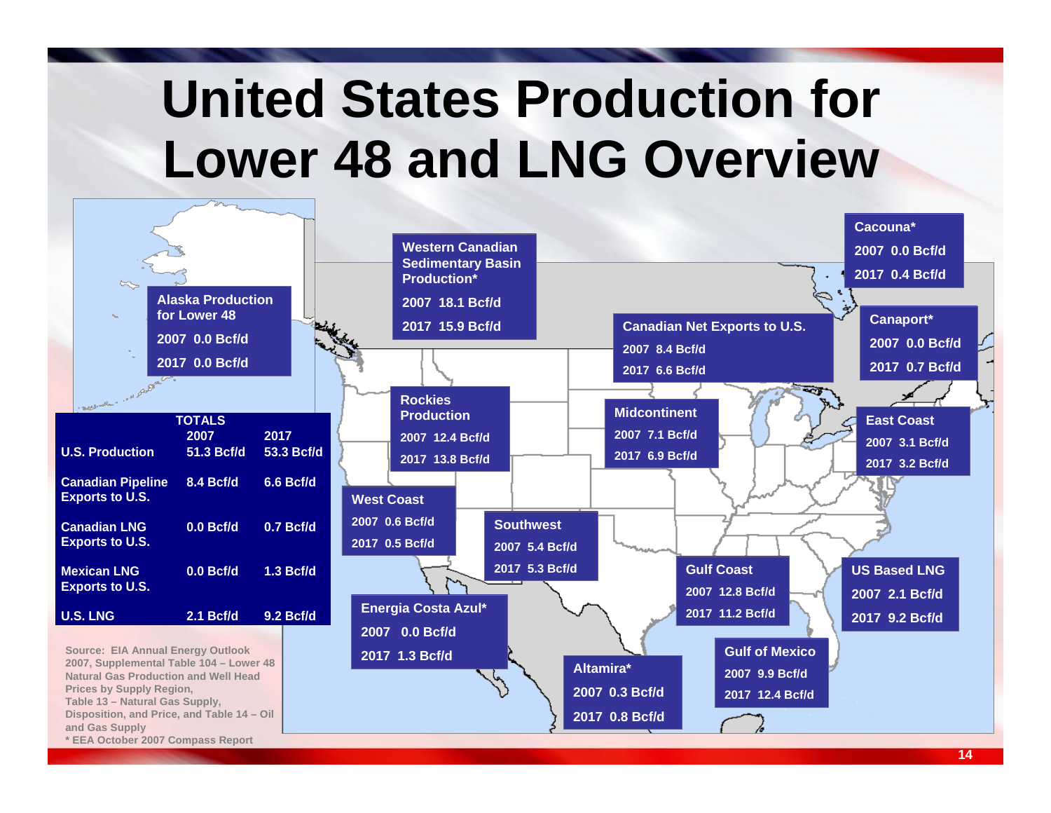# United States Production for Lower 48 and LNG Overview

| TOTALS | 2007 | 2017 |
|---|---|---|
| U.S. Production | 51.3 Bcf/d | 53.3 Bcf/d |
| Canadian Pipeline Exports to U.S. | 8.4 Bcf/d | 6.6 Bcf/d |
| Canadian LNG Exports to U.S. | 0.0 Bcf/d | 0.7 Bcf/d |
| Mexican LNG Exports to U.S. | 0.0 Bcf/d | 1.3 Bcf/d |
| U.S. LNG | 2.1 Bcf/d | 9.2 Bcf/d |

**Alaska Production for Lower 48**
2007 0.0 Bcf/d
2017 0.0 Bcf/d

**Western Canadian Sedimentary Basin Production***
2007 18.1 Bcf/d
2017 15.9 Bcf/d

**Canadian Net Exports to U.S.**
2007 8.4 Bcf/d
2017 6.6 Bcf/d

**Cacouna***
2007 0.0 Bcf/d
2017 0.4 Bcf/d

**Canaport***
2007 0.0 Bcf/d
2017 0.7 Bcf/d

**Rockies Production**
2007 12.4 Bcf/d
2017 13.8 Bcf/d

**Midcontinent**
2007 7.1 Bcf/d
2017 6.9 Bcf/d

**East Coast**
2007 3.1 Bcf/d
2017 3.2 Bcf/d

**West Coast**
2007 0.6 Bcf/d
2017 0.5 Bcf/d

**Southwest**
2007 5.4 Bcf/d
2017 5.3 Bcf/d

**Gulf Coast**
2007 12.8 Bcf/d
2017 11.2 Bcf/d

**US Based LNG**
2007 2.1 Bcf/d
2017 9.2 Bcf/d

**Energia Costa Azul***
2007 0.0 Bcf/d
2017 1.3 Bcf/d

**Altamira***
2007 0.3 Bcf/d
2017 0.8 Bcf/d

**Gulf of Mexico**
2007 9.9 Bcf/d
2017 12.4 Bcf/d

Source: EIA Annual Energy Outlook 2007, Supplemental Table 104 – Lower 48 Natural Gas Production and Well Head Prices by Supply Region, Table 13 – Natural Gas Supply, Disposition, and Price, and Table 14 – Oil and Gas Supply

* EEA October 2007 Compass Report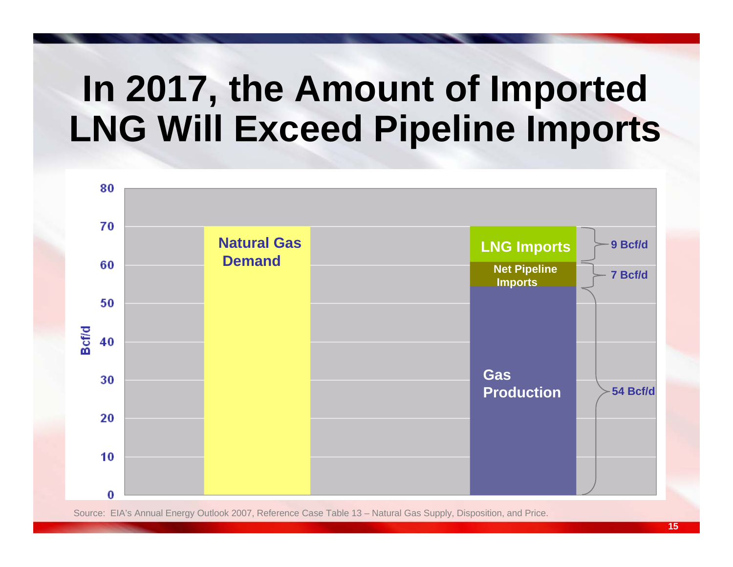# In 2017, the Amount of Imported LNG Will Exceed Pipeline Imports

| Category | Bcf/d |
| --- | --- |
| Natural Gas Demand | 70 |
| LNG Imports | 9 Bcf/d |
| Net Pipeline Imports | 7 Bcf/d |
| Gas Production | 54 Bcf/d |

Source: EIA's Annual Energy Outlook 2007, Reference Case Table 13 – Natural Gas Supply, Disposition, and Price.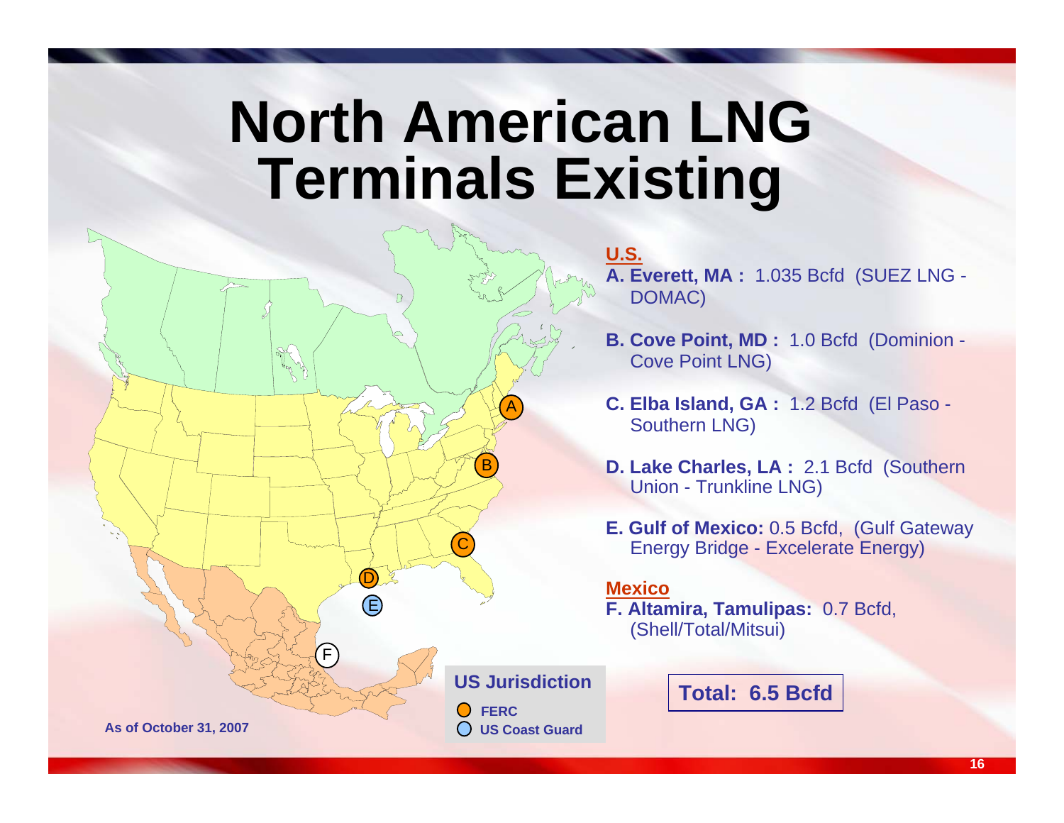# North American LNG Terminals Existing

**U.S.**

**A. Everett, MA :** 1.035 Bcfd (SUEZ LNG - DOMAC)

**B. Cove Point, MD :** 1.0 Bcfd (Dominion - Cove Point LNG)

**C. Elba Island, GA :** 1.2 Bcfd (El Paso - Southern LNG)

**D. Lake Charles, LA :** 2.1 Bcfd (Southern Union - Trunkline LNG)

**E. Gulf of Mexico:** 0.5 Bcfd, (Gulf Gateway Energy Bridge - Excelerate Energy)

**Mexico**

**F. Altamira, Tamulipas:** 0.7 Bcfd, (Shell/Total/Mitsui)

**Total: 6.5 Bcfd**

**US Jurisdiction**

- **FERC**
- **US Coast Guard**

**As of October 31, 2007**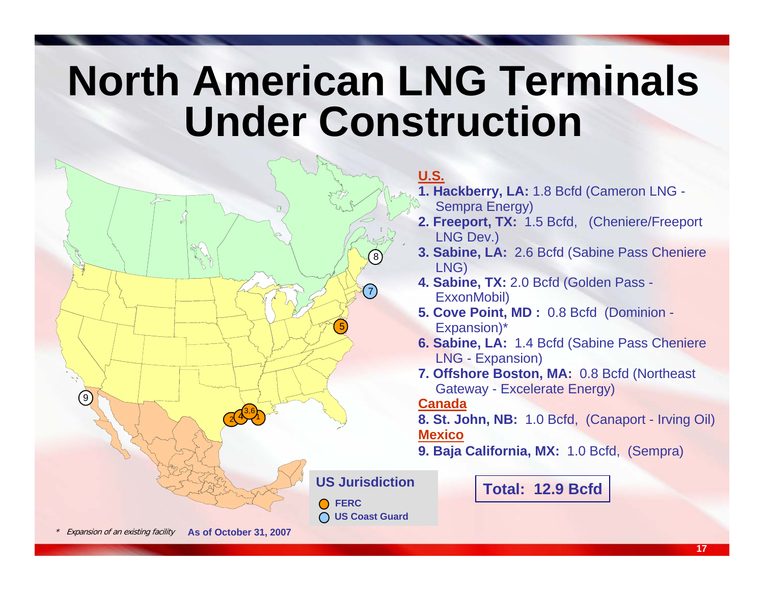# North American LNG Terminals Under Construction

**U.S.**

1. **Hackberry, LA:** 1.8 Bcfd (Cameron LNG - Sempra Energy)
2. **Freeport, TX:** 1.5 Bcfd, (Cheniere/Freeport LNG Dev.)
3. **Sabine, LA:** 2.6 Bcfd (Sabine Pass Cheniere LNG)
4. **Sabine, TX:** 2.0 Bcfd (Golden Pass - ExxonMobil)
5. **Cove Point, MD :** 0.8 Bcfd (Dominion - Expansion)*
6. **Sabine, LA:** 1.4 Bcfd (Sabine Pass Cheniere LNG - Expansion)
7. **Offshore Boston, MA:** 0.8 Bcfd (Northeast Gateway - Excelerate Energy)

**Canada**

8. **St. John, NB:** 1.0 Bcfd, (Canaport - Irving Oil)

**Mexico**

9. **Baja California, MX:** 1.0 Bcfd, (Sempra)

**Total: 12.9 Bcfd**

**US Jurisdiction**

- **FERC**
- **US Coast Guard**

* *Expansion of an existing facility* **As of October 31, 2007**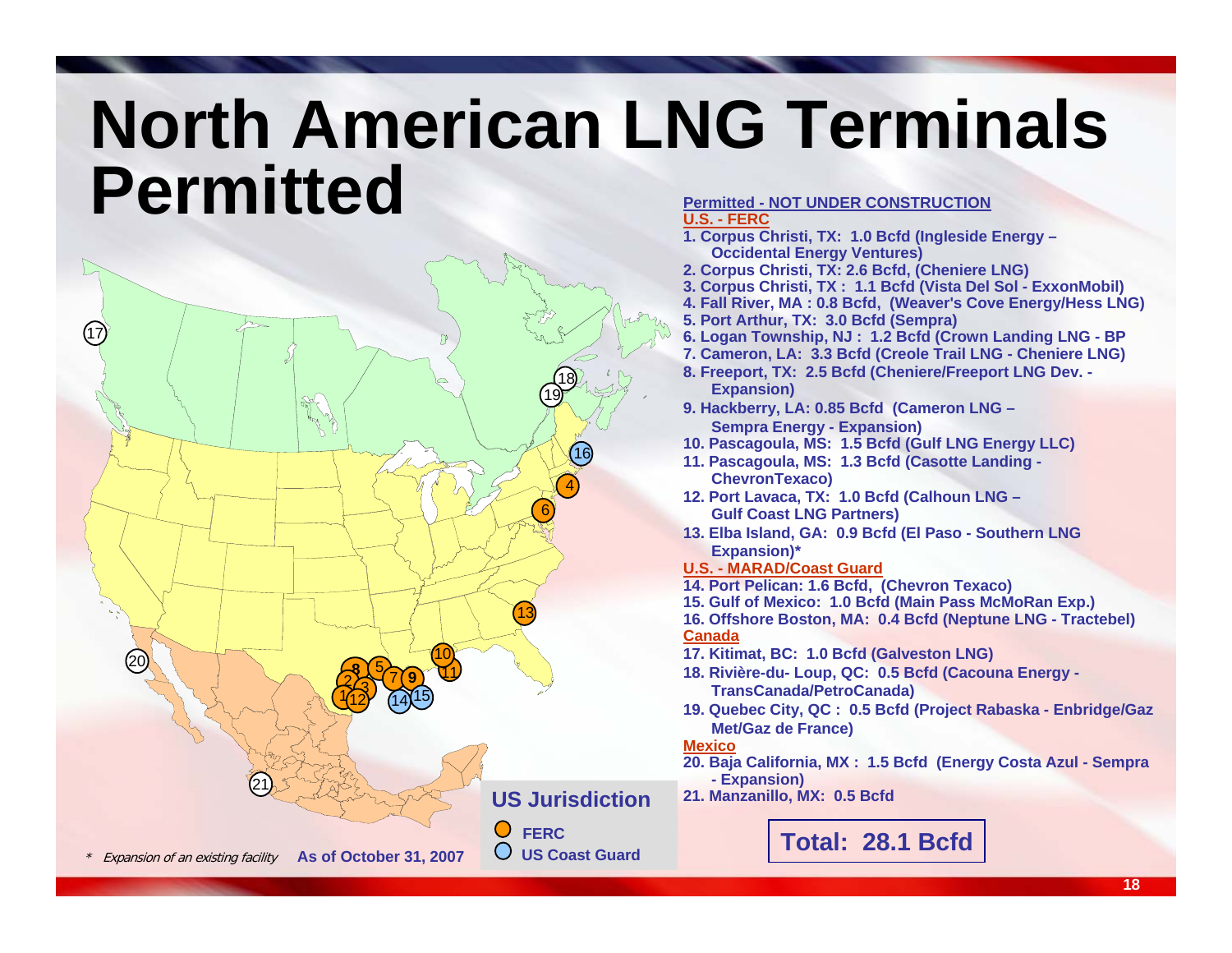# North American LNG Terminals Permitted

**Permitted - NOT UNDER CONSTRUCTION**

**U.S. - FERC**

1. Corpus Christi, TX: 1.0 Bcfd (Ingleside Energy – Occidental Energy Ventures)
2. Corpus Christi, TX: 2.6 Bcfd, (Cheniere LNG)
3. Corpus Christi, TX : 1.1 Bcfd (Vista Del Sol - ExxonMobil)
4. Fall River, MA : 0.8 Bcfd, (Weaver's Cove Energy/Hess LNG)
5. Port Arthur, TX: 3.0 Bcfd (Sempra)
6. Logan Township, NJ : 1.2 Bcfd (Crown Landing LNG - BP
7. Cameron, LA: 3.3 Bcfd (Creole Trail LNG - Cheniere LNG)
8. Freeport, TX: 2.5 Bcfd (Cheniere/Freeport LNG Dev. - Expansion)
9. Hackberry, LA: 0.85 Bcfd (Cameron LNG – Sempra Energy - Expansion)
10. Pascagoula, MS: 1.5 Bcfd (Gulf LNG Energy LLC)
11. Pascagoula, MS: 1.3 Bcfd (Casotte Landing - ChevronTexaco)
12. Port Lavaca, TX: 1.0 Bcfd (Calhoun LNG – Gulf Coast LNG Partners)
13. Elba Island, GA: 0.9 Bcfd (El Paso - Southern LNG Expansion)*

**U.S. - MARAD/Coast Guard**

14. Port Pelican: 1.6 Bcfd, (Chevron Texaco)
15. Gulf of Mexico: 1.0 Bcfd (Main Pass McMoRan Exp.)
16. Offshore Boston, MA: 0.4 Bcfd (Neptune LNG - Tractebel)

**Canada**

17. Kitimat, BC: 1.0 Bcfd (Galveston LNG)
18. Rivière-du- Loup, QC: 0.5 Bcfd (Cacouna Energy - TransCanada/PetroCanada)
19. Quebec City, QC : 0.5 Bcfd (Project Rabaska - Enbridge/Gaz Met/Gaz de France)

**Mexico**

20. Baja California, MX : 1.5 Bcfd (Energy Costa Azul - Sempra - Expansion)
21. Manzanillo, MX: 0.5 Bcfd

**Total: 28.1 Bcfd**

**US Jurisdiction**

- FERC
- US Coast Guard

*Expansion of an existing facility* **As of October 31, 2007**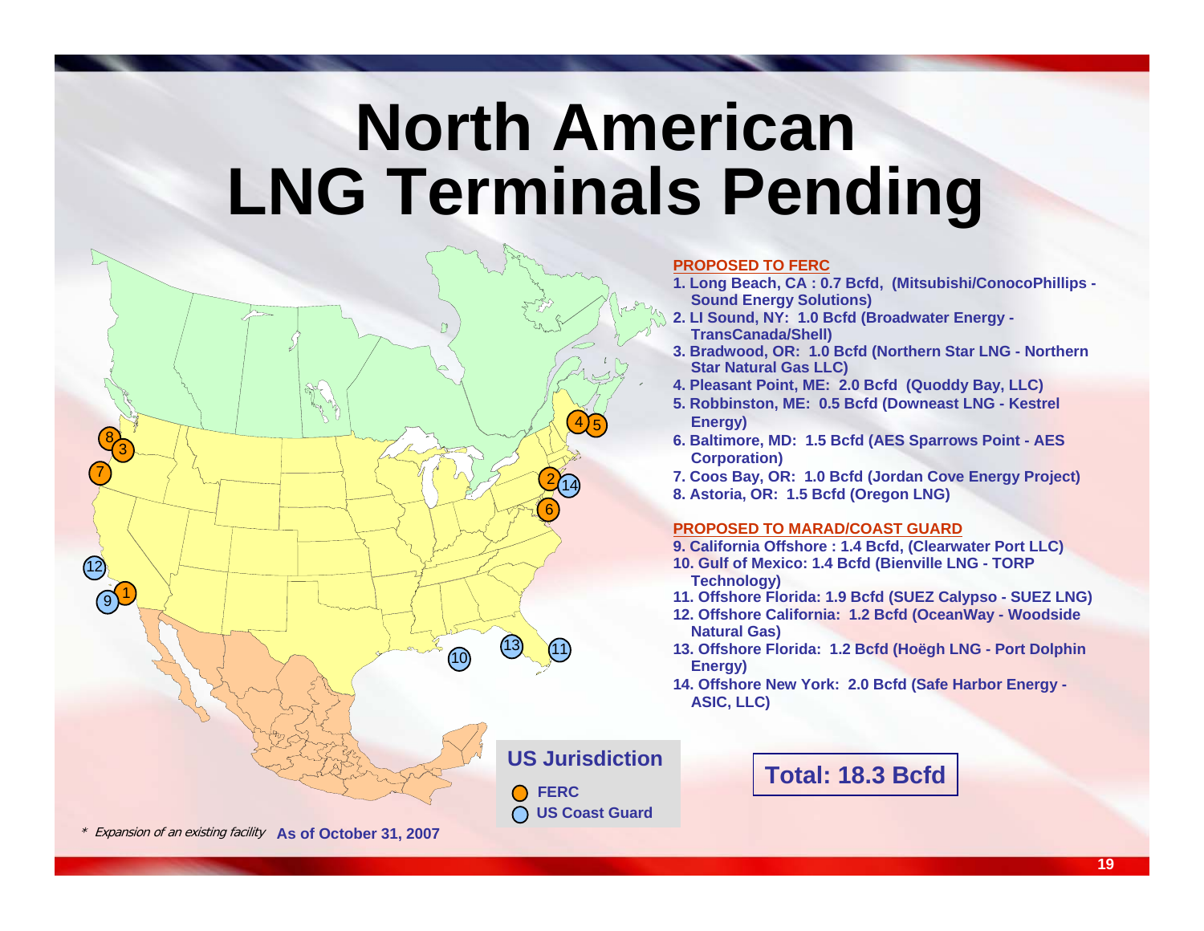# North American LNG Terminals Pending

**PROPOSED TO FERC**

1. Long Beach, CA : 0.7 Bcfd, (Mitsubishi/ConocoPhillips - Sound Energy Solutions)
2. LI Sound, NY: 1.0 Bcfd (Broadwater Energy - TransCanada/Shell)
3. Bradwood, OR: 1.0 Bcfd (Northern Star LNG - Northern Star Natural Gas LLC)
4. Pleasant Point, ME: 2.0 Bcfd (Quoddy Bay, LLC)
5. Robbinston, ME: 0.5 Bcfd (Downeast LNG - Kestrel Energy)
6. Baltimore, MD: 1.5 Bcfd (AES Sparrows Point - AES Corporation)
7. Coos Bay, OR: 1.0 Bcfd (Jordan Cove Energy Project)
8. Astoria, OR: 1.5 Bcfd (Oregon LNG)

**PROPOSED TO MARAD/COAST GUARD**

9. California Offshore : 1.4 Bcfd, (Clearwater Port LLC)
10. Gulf of Mexico: 1.4 Bcfd (Bienville LNG - TORP Technology)
11. Offshore Florida: 1.9 Bcfd (SUEZ Calypso - SUEZ LNG)
12. Offshore California: 1.2 Bcfd (OceanWay - Woodside Natural Gas)
13. Offshore Florida: 1.2 Bcfd (Hoëgh LNG - Port Dolphin Energy)
14. Offshore New York: 2.0 Bcfd (Safe Harbor Energy - ASIC, LLC)

**Total: 18.3 Bcfd**

**US Jurisdiction**

- FERC
- US Coast Guard

* *Expansion of an existing facility* **As of October 31, 2007**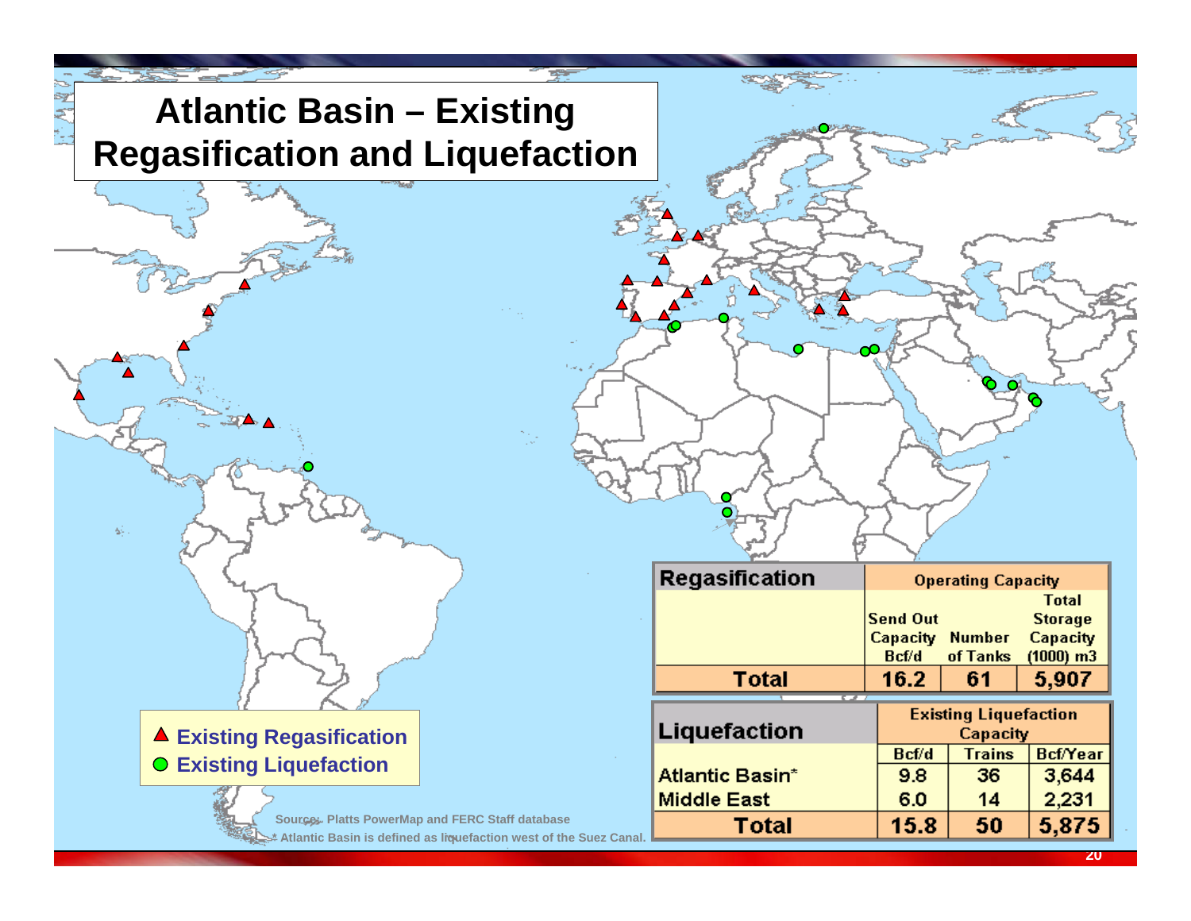# Atlantic Basin – Existing Regasification and Liquefaction

▲ Existing Regasification

● Existing Liquefaction

| Regasification | Operating Capacity | | |
|---|---|---|---|
| | Send Out Capacity Bcf/d | Number of Tanks | Total Storage Capacity (1000) m3 |
| Total | 16.2 | 61 | 5,907 |

| Liquefaction | Existing Liquefaction Capacity | | |
|---|---|---|---|
| | Bcf/d | Trains | Bcf/Year |
| Atlantic Basin* | 9.8 | 36 | 3,644 |
| Middle East | 6.0 | 14 | 2,231 |
| Total | 15.8 | 50 | 5,875 |

Source: Platts PowerMap and FERC Staff database

* Atlantic Basin is defined as liquefaction west of the Suez Canal.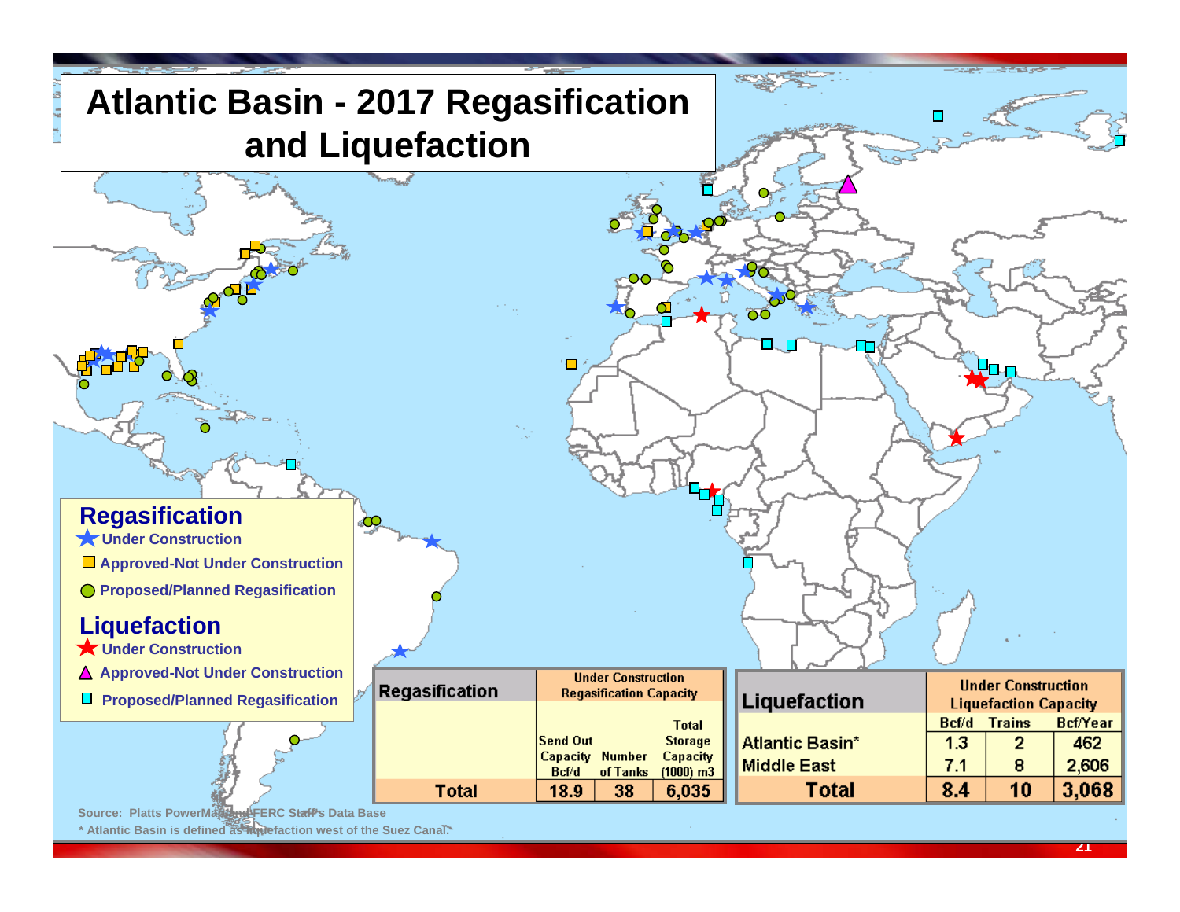# Atlantic Basin - 2017 Regasification and Liquefaction

**Regasification**
- Under Construction
- Approved-Not Under Construction
- Proposed/Planned Regasification

**Liquefaction**
- Under Construction
- Approved-Not Under Construction
- Proposed/Planned Regasification

| Regasification | Under Construction Regasification Capacity | | |
|---|---|---|---|
| | Send Out Capacity Bcf/d | Number of Tanks | Total Storage Capacity (1000) m3 |
| **Total** | **18.9** | **38** | **6,035** |

| Liquefaction | Under Construction Liquefaction Capacity | | |
|---|---|---|---|
| | Bcf/d | Trains | Bcf/Year |
| Atlantic Basin* | 1.3 | 2 | 462 |
| Middle East | 7.1 | 8 | 2,606 |
| **Total** | **8.4** | **10** | **3,068** |

Source: Platts PowerMap and FERC Staff's Data Base

\* Atlantic Basin is defined as liquefaction west of the Suez Canal.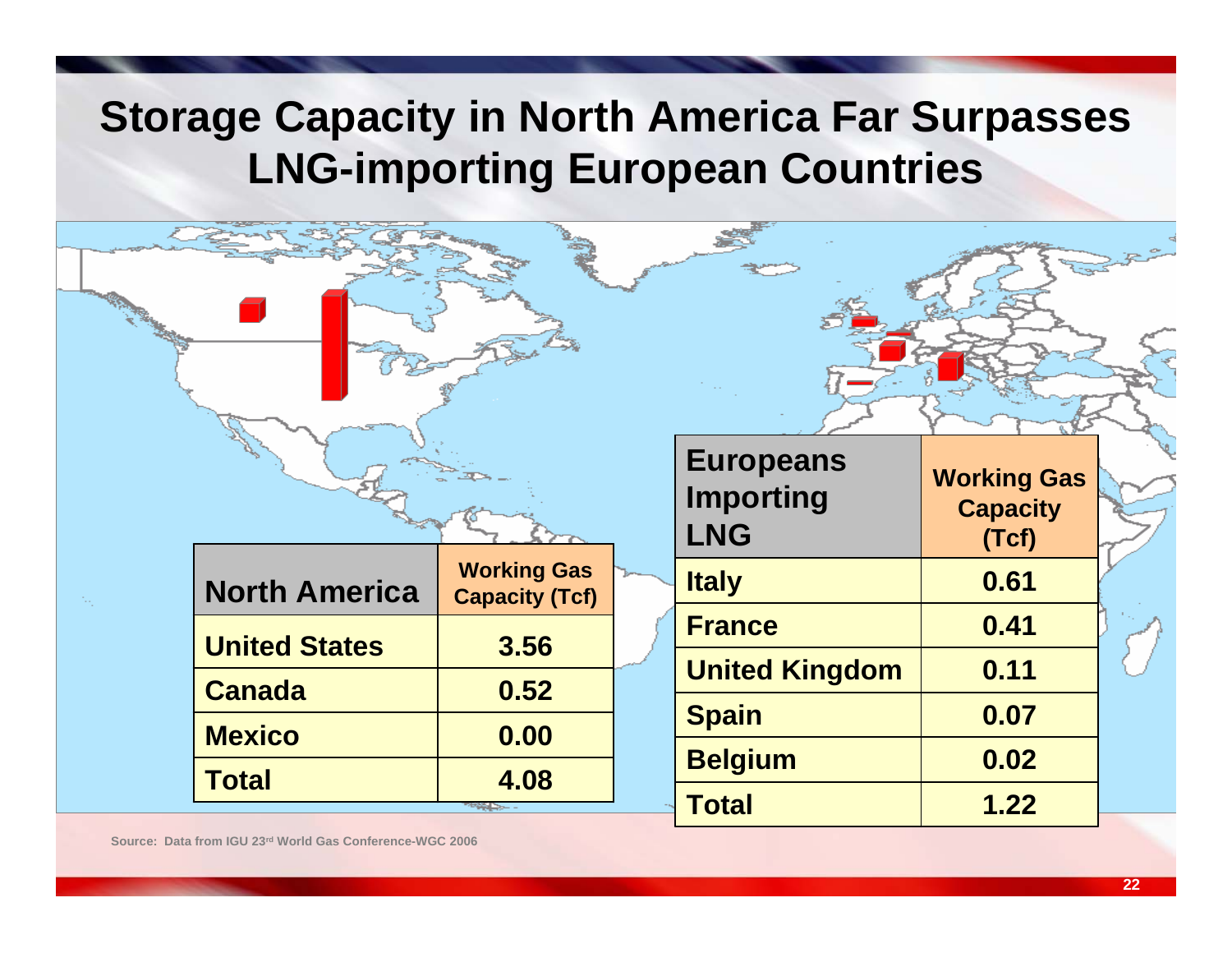# Storage Capacity in North America Far Surpasses LNG-importing European Countries

| North America | Working Gas Capacity (Tcf) |
|---|---|
| United States | 3.56 |
| Canada | 0.52 |
| Mexico | 0.00 |
| Total | 4.08 |

| Europeans Importing LNG | Working Gas Capacity (Tcf) |
|---|---|
| Italy | 0.61 |
| France | 0.41 |
| United Kingdom | 0.11 |
| Spain | 0.07 |
| Belgium | 0.02 |
| Total | 1.22 |

Source: Data from IGU 23rd World Gas Conference-WGC 2006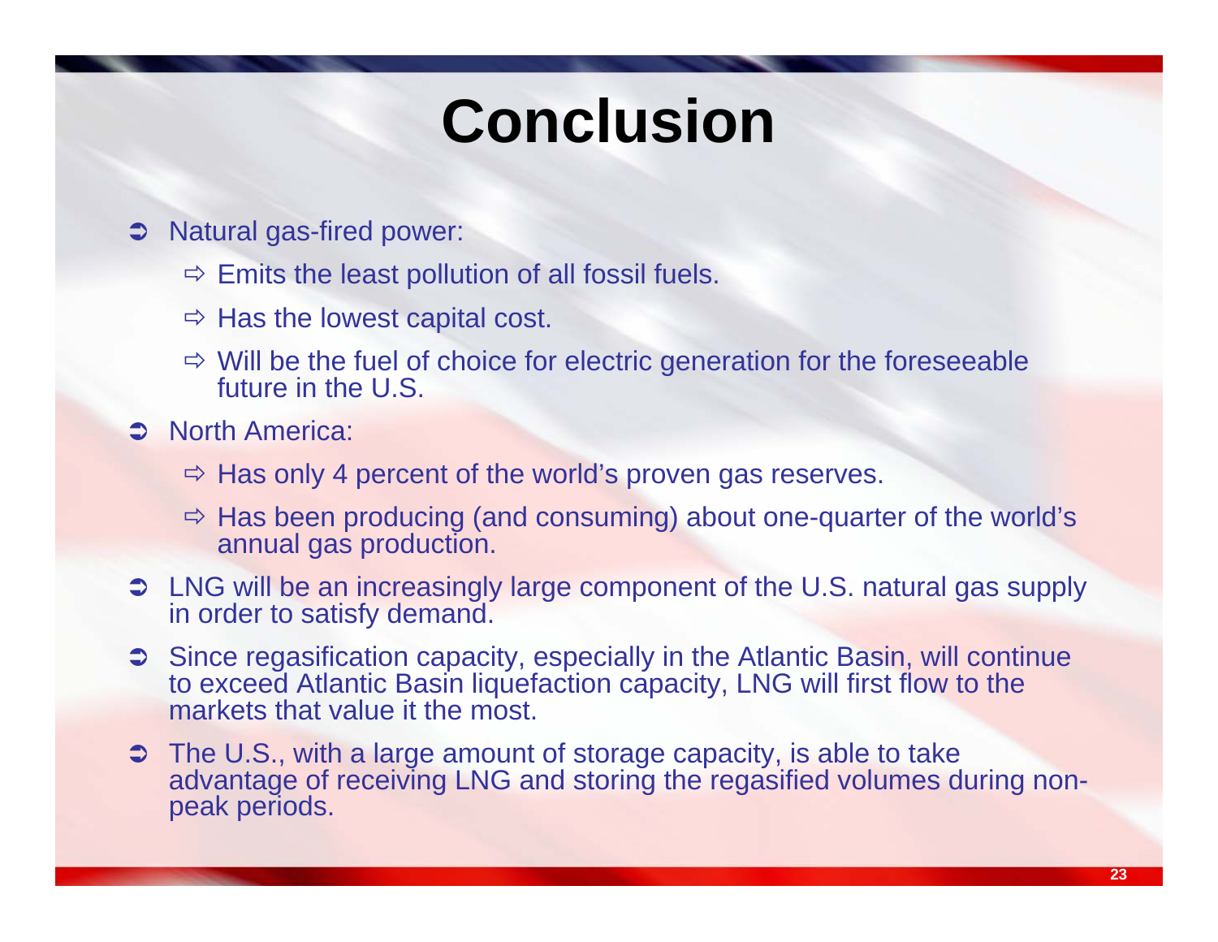# Conclusion

- Natural gas-fired power:
  - Emits the least pollution of all fossil fuels.
  - Has the lowest capital cost.
  - Will be the fuel of choice for electric generation for the foreseeable future in the U.S.
- North America:
  - Has only 4 percent of the world's proven gas reserves.
  - Has been producing (and consuming) about one-quarter of the world's annual gas production.
- LNG will be an increasingly large component of the U.S. natural gas supply in order to satisfy demand.
- Since regasification capacity, especially in the Atlantic Basin, will continue to exceed Atlantic Basin liquefaction capacity, LNG will first flow to the markets that value it the most.
- The U.S., with a large amount of storage capacity, is able to take advantage of receiving LNG and storing the regasified volumes during non-peak periods.